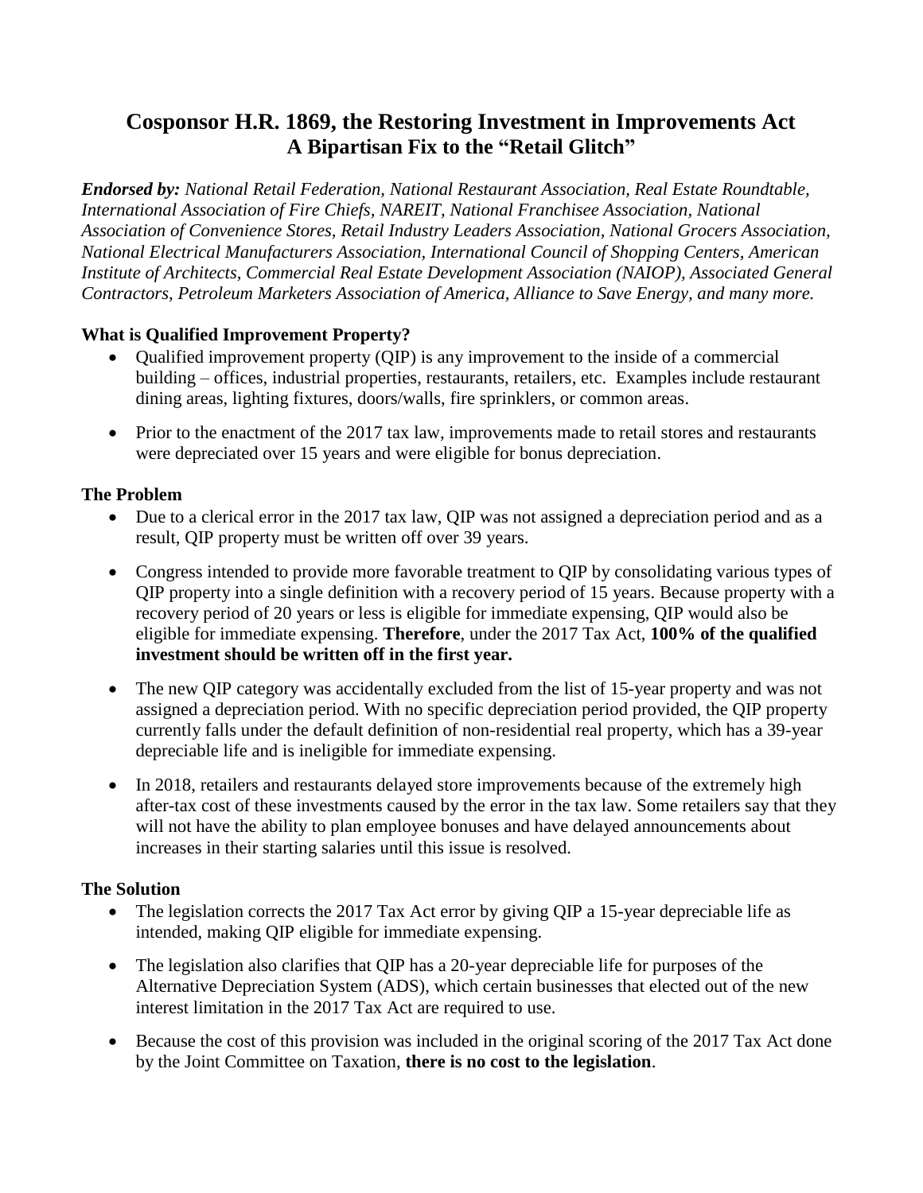# Cosponsor H.R. 1869, the Restoring Investment in Improvements Act
## A Bipartisan Fix to the "Retail Glitch"

***Endorsed by:*** *National Retail Federation, National Restaurant Association, Real Estate Roundtable, International Association of Fire Chiefs, NAREIT, National Franchisee Association, National Association of Convenience Stores, Retail Industry Leaders Association, National Grocers Association, National Electrical Manufacturers Association, International Council of Shopping Centers, American Institute of Architects, Commercial Real Estate Development Association (NAIOP), Associated General Contractors, Petroleum Marketers Association of America, Alliance to Save Energy, and many more.*

### What is Qualified Improvement Property?

- Qualified improvement property (QIP) is any improvement to the inside of a commercial building – offices, industrial properties, restaurants, retailers, etc. Examples include restaurant dining areas, lighting fixtures, doors/walls, fire sprinklers, or common areas.
- Prior to the enactment of the 2017 tax law, improvements made to retail stores and restaurants were depreciated over 15 years and were eligible for bonus depreciation.

### The Problem

- Due to a clerical error in the 2017 tax law, QIP was not assigned a depreciation period and as a result, QIP property must be written off over 39 years.
- Congress intended to provide more favorable treatment to QIP by consolidating various types of QIP property into a single definition with a recovery period of 15 years. Because property with a recovery period of 20 years or less is eligible for immediate expensing, QIP would also be eligible for immediate expensing. **Therefore**, under the 2017 Tax Act, **100% of the qualified investment should be written off in the first year.**
- The new QIP category was accidentally excluded from the list of 15-year property and was not assigned a depreciation period. With no specific depreciation period provided, the QIP property currently falls under the default definition of non-residential real property, which has a 39-year depreciable life and is ineligible for immediate expensing.
- In 2018, retailers and restaurants delayed store improvements because of the extremely high after-tax cost of these investments caused by the error in the tax law. Some retailers say that they will not have the ability to plan employee bonuses and have delayed announcements about increases in their starting salaries until this issue is resolved.

### The Solution

- The legislation corrects the 2017 Tax Act error by giving QIP a 15-year depreciable life as intended, making QIP eligible for immediate expensing.
- The legislation also clarifies that QIP has a 20-year depreciable life for purposes of the Alternative Depreciation System (ADS), which certain businesses that elected out of the new interest limitation in the 2017 Tax Act are required to use.
- Because the cost of this provision was included in the original scoring of the 2017 Tax Act done by the Joint Committee on Taxation, **there is no cost to the legislation**.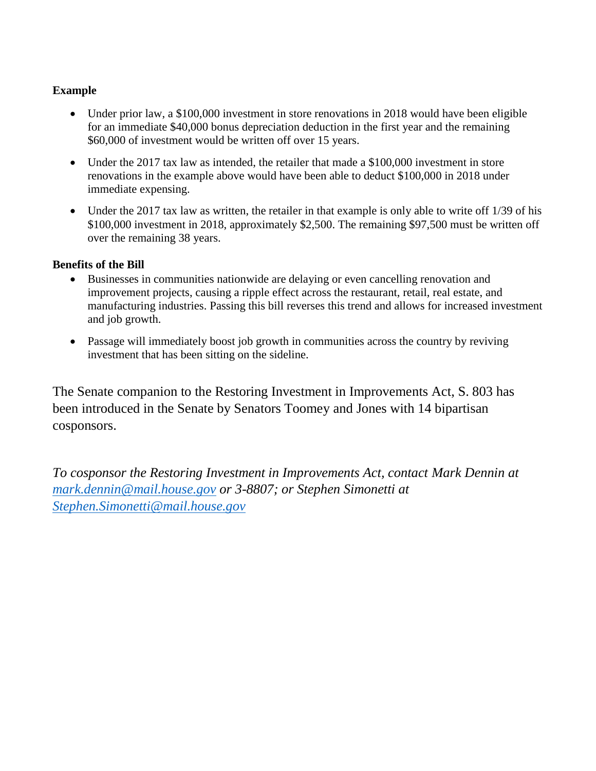**Example**

- Under prior law, a $100,000 investment in store renovations in 2018 would have been eligible for an immediate $40,000 bonus depreciation deduction in the first year and the remaining $60,000 of investment would be written off over 15 years.
- Under the 2017 tax law as intended, the retailer that made a $100,000 investment in store renovations in the example above would have been able to deduct $100,000 in 2018 under immediate expensing.
- Under the 2017 tax law as written, the retailer in that example is only able to write off 1/39 of his $100,000 investment in 2018, approximately $2,500. The remaining $97,500 must be written off over the remaining 38 years.

**Benefits of the Bill**

- Businesses in communities nationwide are delaying or even cancelling renovation and improvement projects, causing a ripple effect across the restaurant, retail, real estate, and manufacturing industries. Passing this bill reverses this trend and allows for increased investment and job growth.
- Passage will immediately boost job growth in communities across the country by reviving investment that has been sitting on the sideline.

The Senate companion to the Restoring Investment in Improvements Act, S. 803 has been introduced in the Senate by Senators Toomey and Jones with 14 bipartisan cosponsors.

*To cosponsor the Restoring Investment in Improvements Act, contact Mark Dennin at mark.dennin@mail.house.gov or 3-8807; or Stephen Simonetti at Stephen.Simonetti@mail.house.gov*